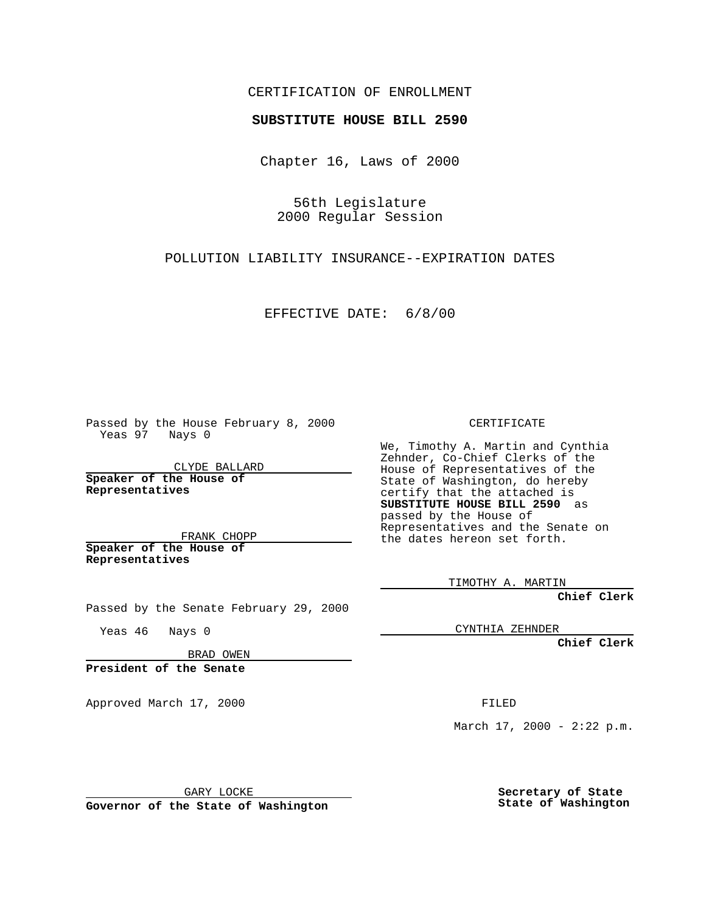CERTIFICATION OF ENROLLMENT

**SUBSTITUTE HOUSE BILL 2590**

Chapter 16, Laws of 2000

56th Legislature
2000 Regular Session

POLLUTION LIABILITY INSURANCE--EXPIRATION DATES

EFFECTIVE DATE: 6/8/00

Passed by the House February 8, 2000
Yeas 97 Nays 0

CLYDE BALLARD

**Speaker of the House of Representatives**

FRANK CHOPP

**Speaker of the House of Representatives**

Passed by the Senate February 29, 2000

Yeas 46 Nays 0

BRAD OWEN

**President of the Senate**

Approved March 17, 2000

GARY LOCKE

**Governor of the State of Washington**

CERTIFICATE

We, Timothy A. Martin and Cynthia Zehnder, Co-Chief Clerks of the House of Representatives of the State of Washington, do hereby certify that the attached is **SUBSTITUTE HOUSE BILL 2590** as passed by the House of Representatives and the Senate on the dates hereon set forth.

TIMOTHY A. MARTIN

**Chief Clerk**

CYNTHIA ZEHNDER

**Chief Clerk**

FILED

March 17, 2000 - 2:22 p.m.

**Secretary of State**
**State of Washington**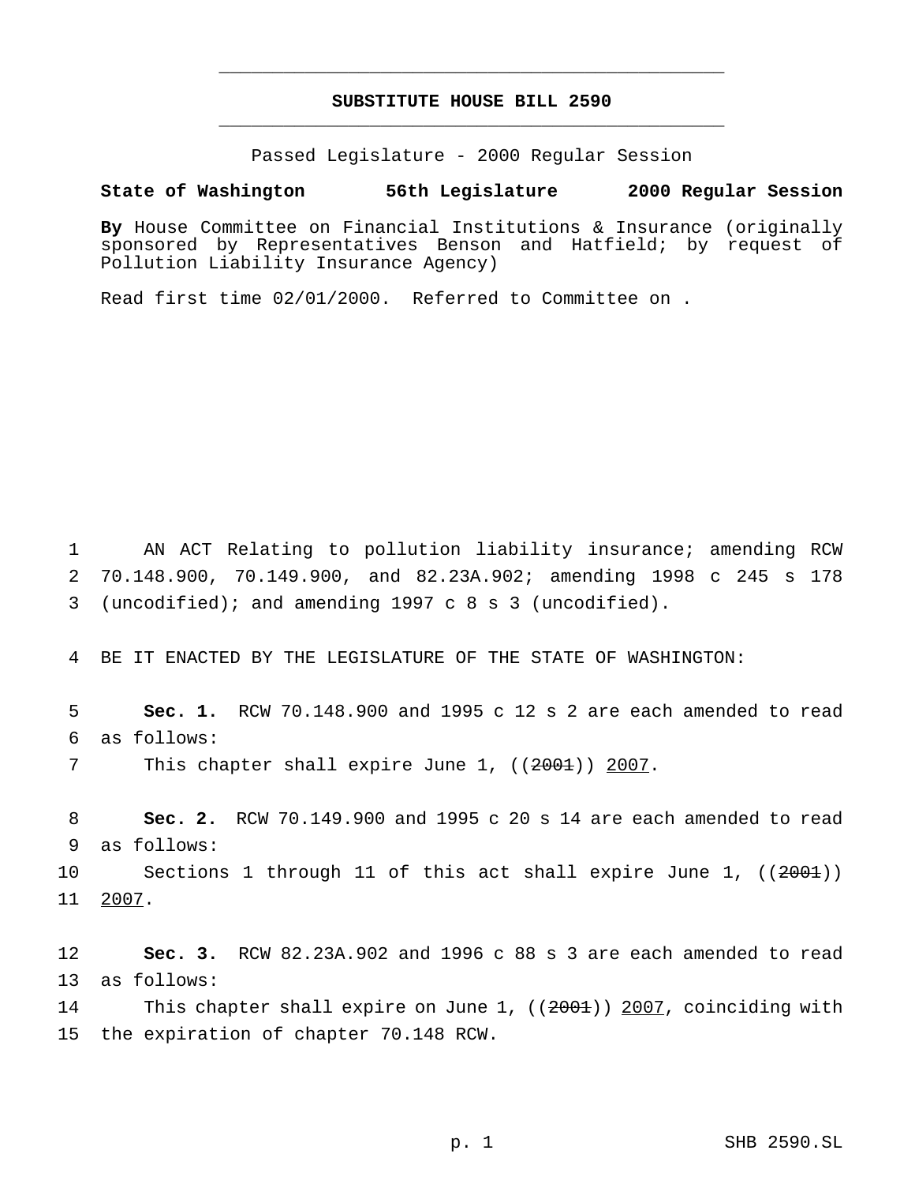# SUBSTITUTE HOUSE BILL 2590

Passed Legislature - 2000 Regular Session

**State of Washington 56th Legislature 2000 Regular Session**

**By** House Committee on Financial Institutions & Insurance (originally sponsored by Representatives Benson and Hatfield; by request of Pollution Liability Insurance Agency)

Read first time 02/01/2000. Referred to Committee on .

AN ACT Relating to pollution liability insurance; amending RCW 70.148.900, 70.149.900, and 82.23A.902; amending 1998 c 245 s 178 (uncodified); and amending 1997 c 8 s 3 (uncodified).

BE IT ENACTED BY THE LEGISLATURE OF THE STATE OF WASHINGTON:

**Sec. 1.** RCW 70.148.900 and 1995 c 12 s 2 are each amended to read as follows:

This chapter shall expire June 1, ((~~2001~~)) <u>2007</u>.

**Sec. 2.** RCW 70.149.900 and 1995 c 20 s 14 are each amended to read as follows:

Sections 1 through 11 of this act shall expire June 1, ((~~2001~~)) <u>2007</u>.

**Sec. 3.** RCW 82.23A.902 and 1996 c 88 s 3 are each amended to read as follows:

This chapter shall expire on June 1, ((~~2001~~)) <u>2007</u>, coinciding with the expiration of chapter 70.148 RCW.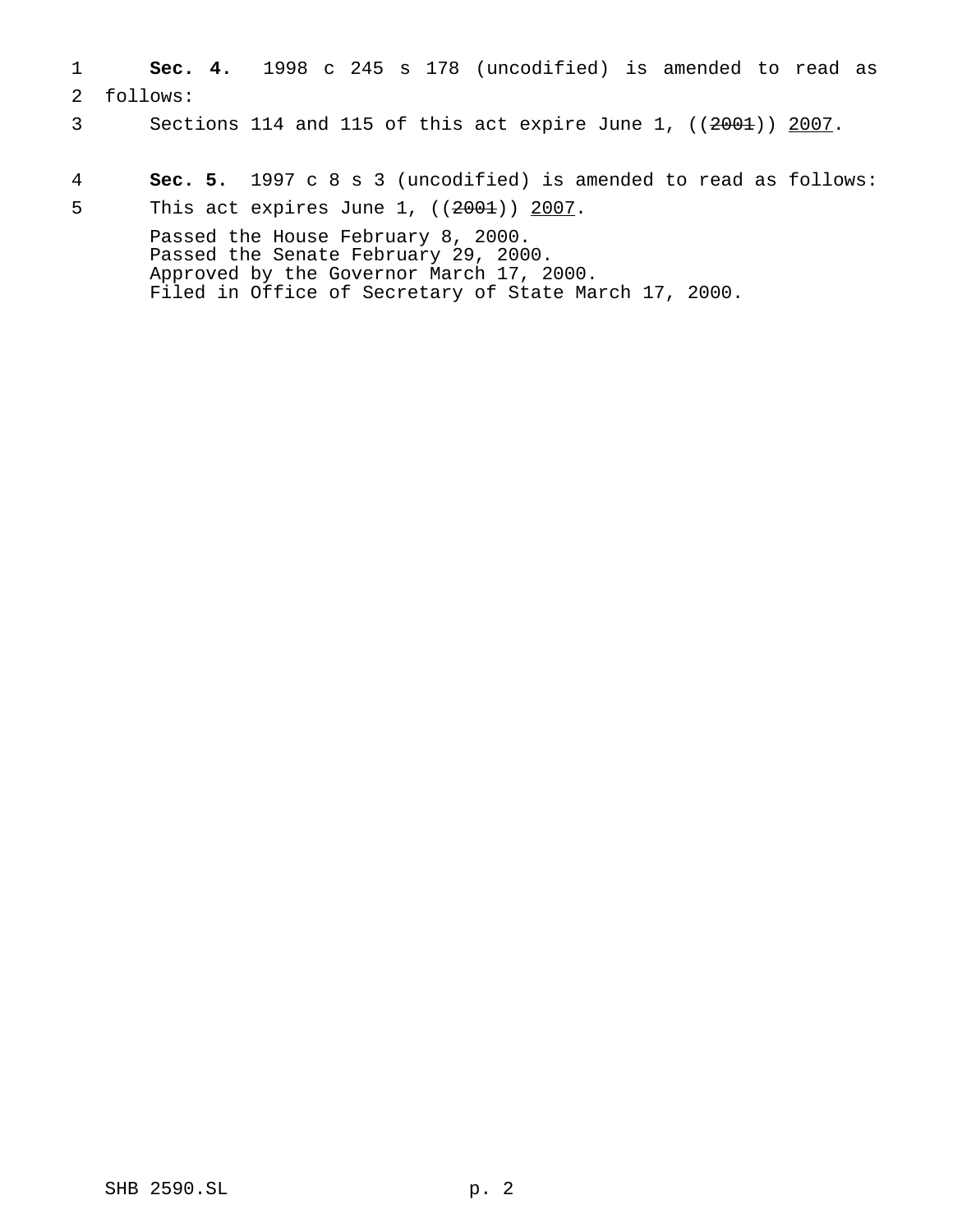**Sec. 4.** 1998 c 245 s 178 (uncodified) is amended to read as follows:

Sections 114 and 115 of this act expire June 1, ((~~2001~~)) <u>2007</u>.

**Sec. 5.** 1997 c 8 s 3 (uncodified) is amended to read as follows:

This act expires June 1, ((~~2001~~)) <u>2007</u>.

Passed the House February 8, 2000.
Passed the Senate February 29, 2000.
Approved by the Governor March 17, 2000.
Filed in Office of Secretary of State March 17, 2000.